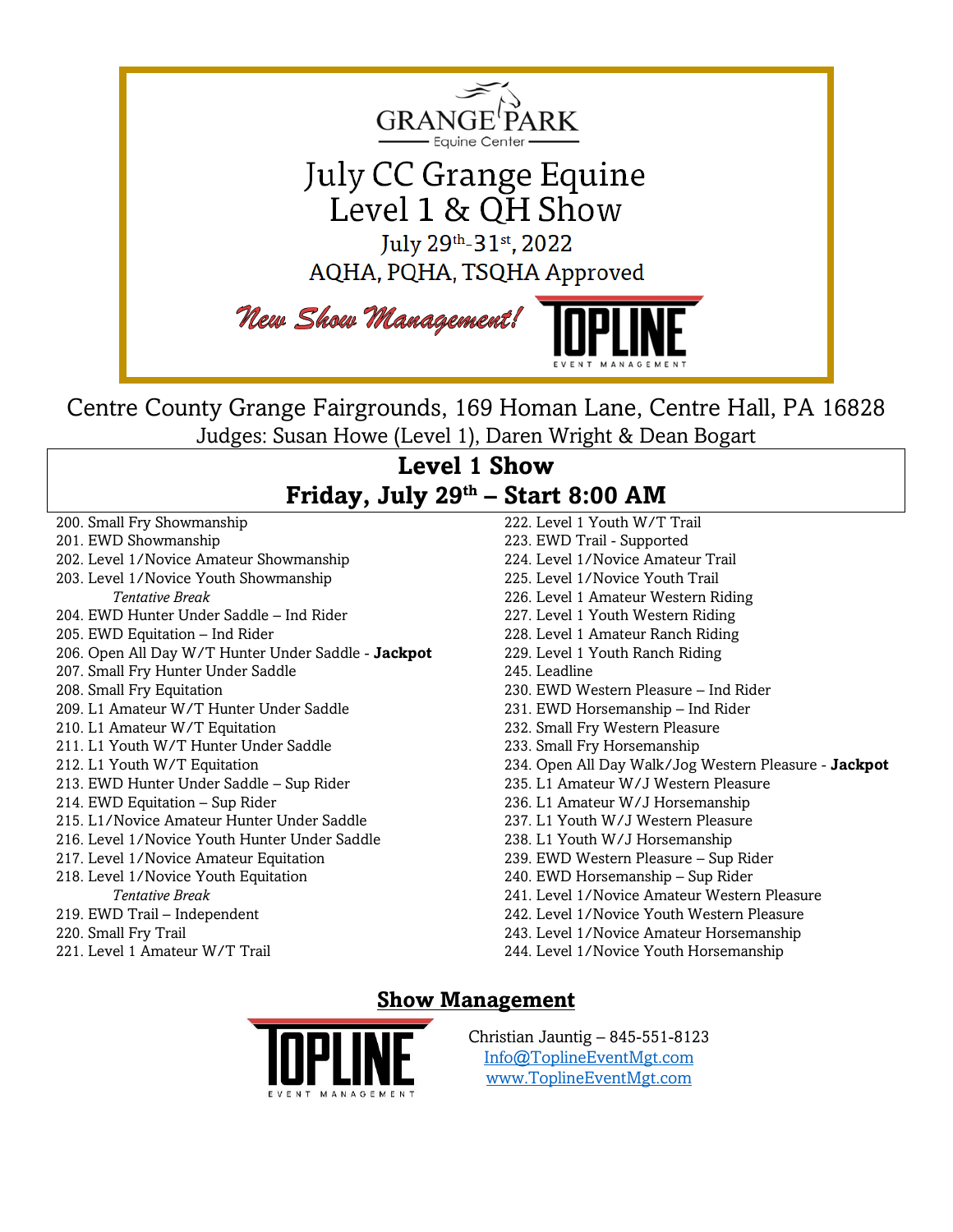GRANGE PARK
Equine Center

# July CC Grange Equine Level 1 & QH Show

July 29th-31st, 2022

AQHA, PQHA, TSQHA Approved

*New Show Management!* TOPLINE EVENT MANAGEMENT

Centre County Grange Fairgrounds, 169 Homan Lane, Centre Hall, PA 16828

Judges: Susan Howe (Level 1), Daren Wright & Dean Bogart

## Level 1 Show
## Friday, July 29th – Start 8:00 AM

200. Small Fry Showmanship
201. EWD Showmanship
202. Level 1/Novice Amateur Showmanship
203. Level 1/Novice Youth Showmanship

*Tentative Break*

204. EWD Hunter Under Saddle – Ind Rider
205. EWD Equitation – Ind Rider
206. Open All Day W/T Hunter Under Saddle - **Jackpot**
207. Small Fry Hunter Under Saddle
208. Small Fry Equitation
209. L1 Amateur W/T Hunter Under Saddle
210. L1 Amateur W/T Equitation
211. L1 Youth W/T Hunter Under Saddle
212. L1 Youth W/T Equitation
213. EWD Hunter Under Saddle – Sup Rider
214. EWD Equitation – Sup Rider
215. L1/Novice Amateur Hunter Under Saddle
216. Level 1/Novice Youth Hunter Under Saddle
217. Level 1/Novice Amateur Equitation
218. Level 1/Novice Youth Equitation

*Tentative Break*

219. EWD Trail – Independent
220. Small Fry Trail
221. Level 1 Amateur W/T Trail
222. Level 1 Youth W/T Trail
223. EWD Trail - Supported
224. Level 1/Novice Amateur Trail
225. Level 1/Novice Youth Trail
226. Level 1 Amateur Western Riding
227. Level 1 Youth Western Riding
228. Level 1 Amateur Ranch Riding
229. Level 1 Youth Ranch Riding
245. Leadline
230. EWD Western Pleasure – Ind Rider
231. EWD Horsemanship – Ind Rider
232. Small Fry Western Pleasure
233. Small Fry Horsemanship
234. Open All Day Walk/Jog Western Pleasure - **Jackpot**
235. L1 Amateur W/J Western Pleasure
236. L1 Amateur W/J Horsemanship
237. L1 Youth W/J Western Pleasure
238. L1 Youth W/J Horsemanship
239. EWD Western Pleasure – Sup Rider
240. EWD Horsemanship – Sup Rider
241. Level 1/Novice Amateur Western Pleasure
242. Level 1/Novice Youth Western Pleasure
243. Level 1/Novice Amateur Horsemanship
244. Level 1/Novice Youth Horsemanship

## Show Management

TOPLINE EVENT MANAGEMENT

Christian Jauntig – 845-551-8123
Info@ToplineEventMgt.com
www.ToplineEventMgt.com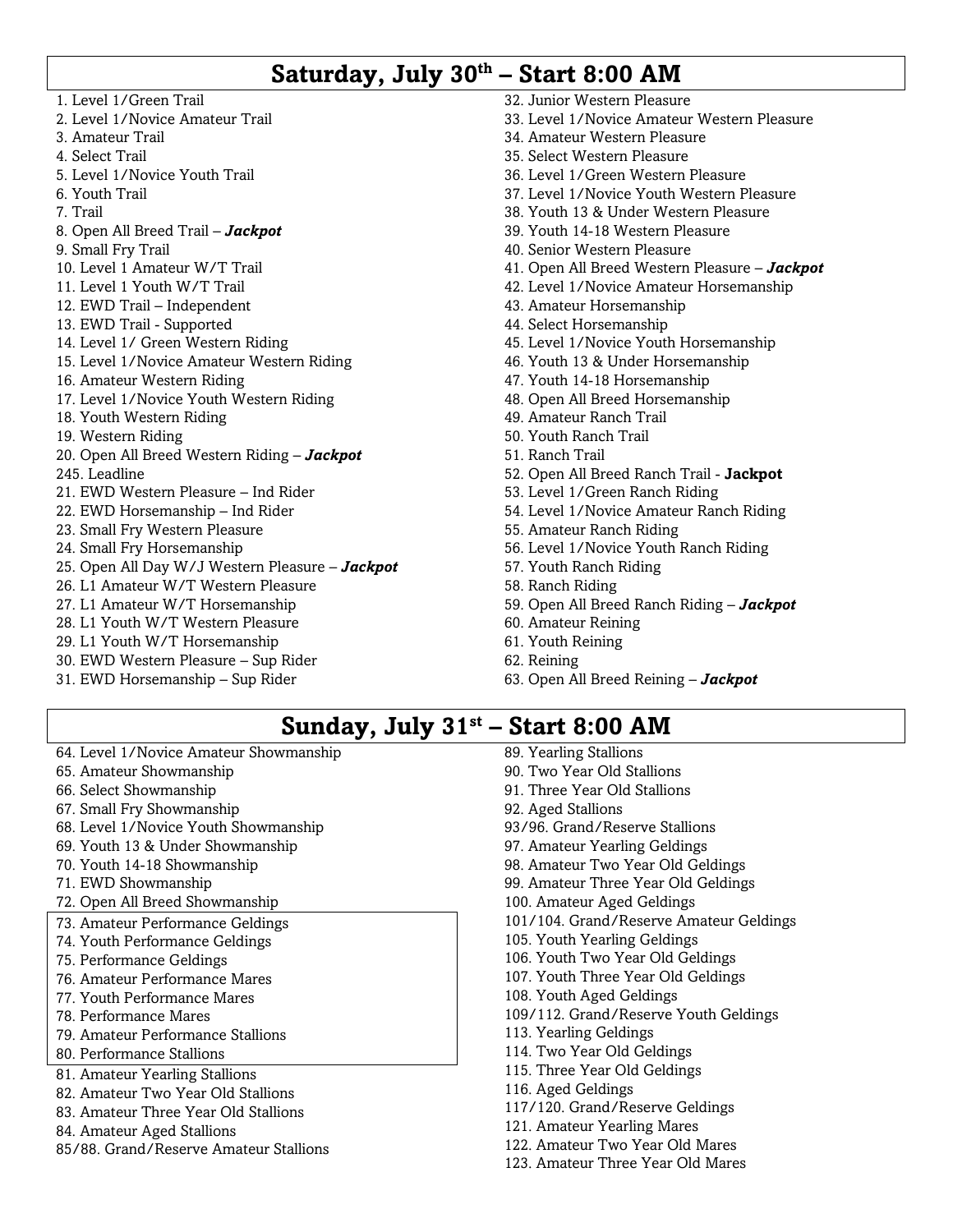## Saturday, July 30th – Start 8:00 AM

1. Level 1/Green Trail
2. Level 1/Novice Amateur Trail
3. Amateur Trail
4. Select Trail
5. Level 1/Novice Youth Trail
6. Youth Trail
7. Trail
8. Open All Breed Trail – ***Jackpot***
9. Small Fry Trail
10. Level 1 Amateur W/T Trail
11. Level 1 Youth W/T Trail
12. EWD Trail – Independent
13. EWD Trail - Supported
14. Level 1/ Green Western Riding
15. Level 1/Novice Amateur Western Riding
16. Amateur Western Riding
17. Level 1/Novice Youth Western Riding
18. Youth Western Riding
19. Western Riding
20. Open All Breed Western Riding – ***Jackpot***

245. Leadline

21. EWD Western Pleasure – Ind Rider
22. EWD Horsemanship – Ind Rider
23. Small Fry Western Pleasure
24. Small Fry Horsemanship
25. Open All Day W/J Western Pleasure – ***Jackpot***
26. L1 Amateur W/T Western Pleasure
27. L1 Amateur W/T Horsemanship
28. L1 Youth W/T Western Pleasure
29. L1 Youth W/T Horsemanship
30. EWD Western Pleasure – Sup Rider
31. EWD Horsemanship – Sup Rider
32. Junior Western Pleasure
33. Level 1/Novice Amateur Western Pleasure
34. Amateur Western Pleasure
35. Select Western Pleasure
36. Level 1/Green Western Pleasure
37. Level 1/Novice Youth Western Pleasure
38. Youth 13 & Under Western Pleasure
39. Youth 14-18 Western Pleasure
40. Senior Western Pleasure
41. Open All Breed Western Pleasure – ***Jackpot***
42. Level 1/Novice Amateur Horsemanship
43. Amateur Horsemanship
44. Select Horsemanship
45. Level 1/Novice Youth Horsemanship
46. Youth 13 & Under Horsemanship
47. Youth 14-18 Horsemanship
48. Open All Breed Horsemanship
49. Amateur Ranch Trail
50. Youth Ranch Trail
51. Ranch Trail
52. Open All Breed Ranch Trail - **Jackpot**
53. Level 1/Green Ranch Riding
54. Level 1/Novice Amateur Ranch Riding
55. Amateur Ranch Riding
56. Level 1/Novice Youth Ranch Riding
57. Youth Ranch Riding
58. Ranch Riding
59. Open All Breed Ranch Riding – ***Jackpot***
60. Amateur Reining
61. Youth Reining
62. Reining
63. Open All Breed Reining – ***Jackpot***

## Sunday, July 31st – Start 8:00 AM

64. Level 1/Novice Amateur Showmanship
65. Amateur Showmanship
66. Select Showmanship
67. Small Fry Showmanship
68. Level 1/Novice Youth Showmanship
69. Youth 13 & Under Showmanship
70. Youth 14-18 Showmanship
71. EWD Showmanship
72. Open All Breed Showmanship
73. Amateur Performance Geldings
74. Youth Performance Geldings
75. Performance Geldings
76. Amateur Performance Mares
77. Youth Performance Mares
78. Performance Mares
79. Amateur Performance Stallions
80. Performance Stallions
81. Amateur Yearling Stallions
82. Amateur Two Year Old Stallions
83. Amateur Three Year Old Stallions
84. Amateur Aged Stallions

85/88. Grand/Reserve Amateur Stallions

89. Yearling Stallions
90. Two Year Old Stallions
91. Three Year Old Stallions
92. Aged Stallions

93/96. Grand/Reserve Stallions

97. Amateur Yearling Geldings
98. Amateur Two Year Old Geldings
99. Amateur Three Year Old Geldings
100. Amateur Aged Geldings

101/104. Grand/Reserve Amateur Geldings

105. Youth Yearling Geldings
106. Youth Two Year Old Geldings
107. Youth Three Year Old Geldings
108. Youth Aged Geldings

109/112. Grand/Reserve Youth Geldings

113. Yearling Geldings
114. Two Year Old Geldings
115. Three Year Old Geldings
116. Aged Geldings

117/120. Grand/Reserve Geldings

121. Amateur Yearling Mares
122. Amateur Two Year Old Mares
123. Amateur Three Year Old Mares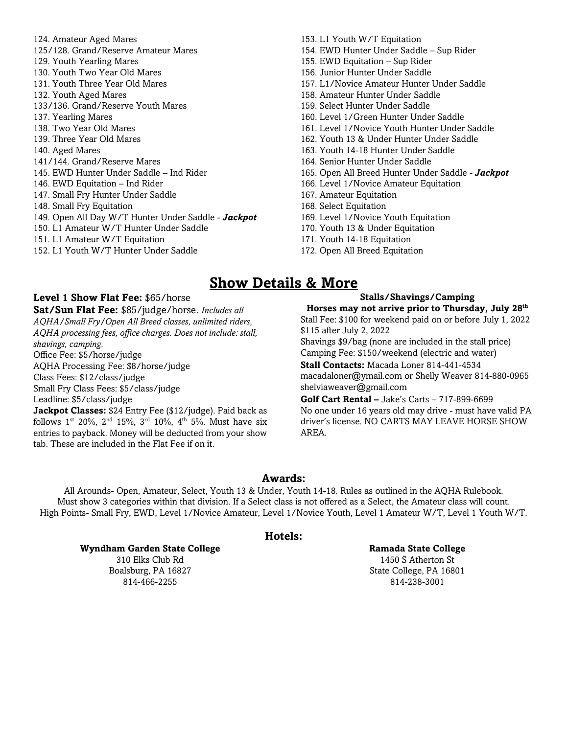124. Amateur Aged Mares
125/128. Grand/Reserve Amateur Mares
129. Youth Yearling Mares
130. Youth Two Year Old Mares
131. Youth Three Year Old Mares
132. Youth Aged Mares
133/136. Grand/Reserve Youth Mares
137. Yearling Mares
138. Two Year Old Mares
139. Three Year Old Mares
140. Aged Mares
141/144. Grand/Reserve Mares
145. EWD Hunter Under Saddle – Ind Rider
146. EWD Equitation – Ind Rider
147. Small Fry Hunter Under Saddle
148. Small Fry Equitation
149. Open All Day W/T Hunter Under Saddle - ***Jackpot***
150. L1 Amateur W/T Hunter Under Saddle
151. L1 Amateur W/T Equitation
152. L1 Youth W/T Hunter Under Saddle
153. L1 Youth W/T Equitation
154. EWD Hunter Under Saddle – Sup Rider
155. EWD Equitation – Sup Rider
156. Junior Hunter Under Saddle
157. L1/Novice Amateur Hunter Under Saddle
158. Amateur Hunter Under Saddle
159. Select Hunter Under Saddle
160. Level 1/Green Hunter Under Saddle
161. Level 1/Novice Youth Hunter Under Saddle
162. Youth 13 & Under Hunter Under Saddle
163. Youth 14-18 Hunter Under Saddle
164. Senior Hunter Under Saddle
165. Open All Breed Hunter Under Saddle - ***Jackpot***
166. Level 1/Novice Amateur Equitation
167. Amateur Equitation
168. Select Equitation
169. Level 1/Novice Youth Equitation
170. Youth 13 & Under Equitation
171. Youth 14-18 Equitation
172. Open All Breed Equitation

## Show Details & More

**Level 1 Show Flat Fee:** $65/horse

**Sat/Sun Flat Fee:** $85/judge/horse. *Includes all AQHA/Small Fry/Open All Breed classes, unlimited riders, AQHA processing fees, office charges. Does not include: stall, shavings, camping.*

Office Fee: $5/horse/judge

AQHA Processing Fee: $8/horse/judge

Class Fees: $12/class/judge

Small Fry Class Fees: $5/class/judge

Leadline: $5/class/judge

**Jackpot Classes:** $24 Entry Fee ($12/judge). Paid back as follows 1st 20%, 2nd 15%, 3rd 10%, 4th 5%. Must have six entries to payback. Money will be deducted from your show tab. These are included in the Flat Fee if on it.

**Stalls/Shavings/Camping**

**Horses may not arrive prior to Thursday, July 28th**

Stall Fee: $100 for weekend paid on or before July 1, 2022

$115 after July 2, 2022

Shavings $9/bag (none are included in the stall price)

Camping Fee: $150/weekend (electric and water)

**Stall Contacts:** Macada Loner 814-441-4534 macadaloner@ymail.com or Shelly Weaver 814-880-0965 shelviaweaver@gmail.com

**Golf Cart Rental –** Jake's Carts – 717-899-6699

No one under 16 years old may drive - must have valid PA driver's license. NO CARTS MAY LEAVE HORSE SHOW AREA.

### Awards:

All Arounds- Open, Amateur, Select, Youth 13 & Under, Youth 14-18. Rules as outlined in the AQHA Rulebook.
Must show 3 categories within that division. If a Select class is not offered as a Select, the Amateur class will count.
High Points- Small Fry, EWD, Level 1/Novice Amateur, Level 1/Novice Youth, Level 1 Amateur W/T, Level 1 Youth W/T.

### Hotels:

**Wyndham Garden State College**
310 Elks Club Rd
Boalsburg, PA 16827
814-466-2255

**Ramada State College**
1450 S Atherton St
State College, PA 16801
814-238-3001